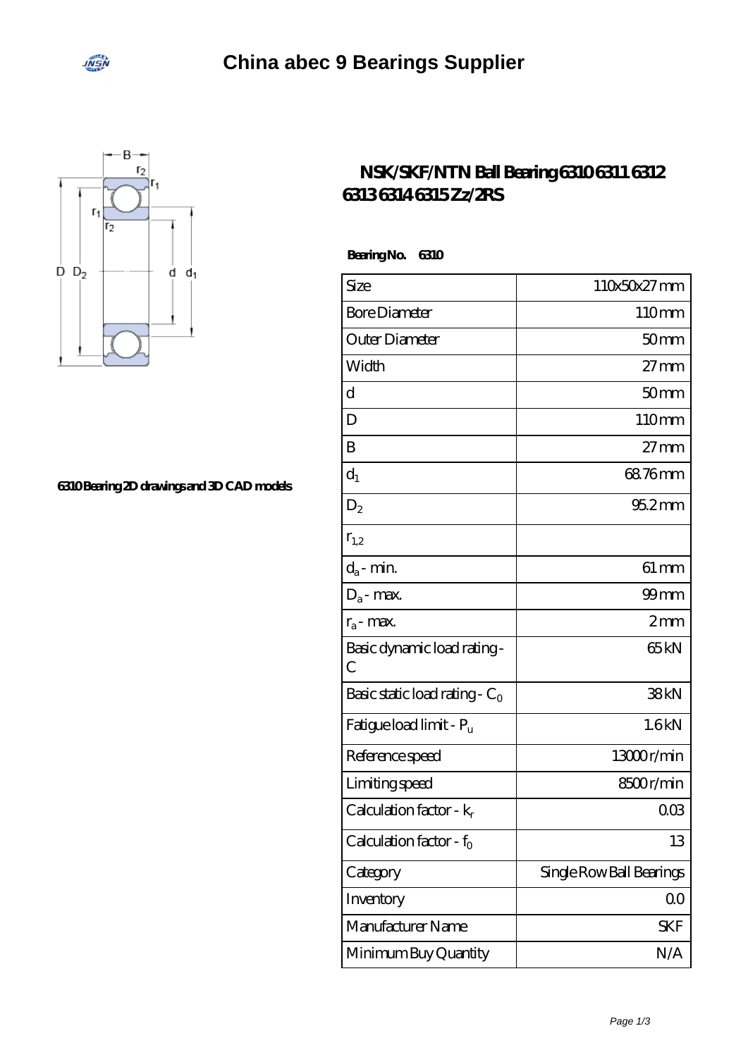# China abec 9 Bearings Supplier

## NSK/SKF/NTN Ball Bearing 6310 6311 6312 6313 6314 6315 Zz/2RS

6310 Bearing 2D drawings and 3D CAD models

**Bearing No. 6310**

| Size | 110x50x27 mm |
| --- | --- |
| Bore Diameter | 110 mm |
| Outer Diameter | 50 mm |
| Width | 27 mm |
| d | 50 mm |
| D | 110 mm |
| B | 27 mm |
| $d_1$ | 68.76 mm |
| $D_2$ | 95.2 mm |
| $r_{1,2}$ | |
| $d_a$ - min. | 61 mm |
| $D_a$ - max. | 99 mm |
| $r_a$ - max. | 2 mm |
| Basic dynamic load rating - C | 65 kN |
| Basic static load rating - $C_0$ | 38 kN |
| Fatigue load limit - $P_u$ | 1.6 kN |
| Reference speed | 13000 r/min |
| Limiting speed | 8500 r/min |
| Calculation factor - $k_r$ | 0.03 |
| Calculation factor - $f_0$ | 13 |
| Category | Single Row Ball Bearings |
| Inventory | 0.0 |
| Manufacturer Name | SKF |
| Minimum Buy Quantity | N/A |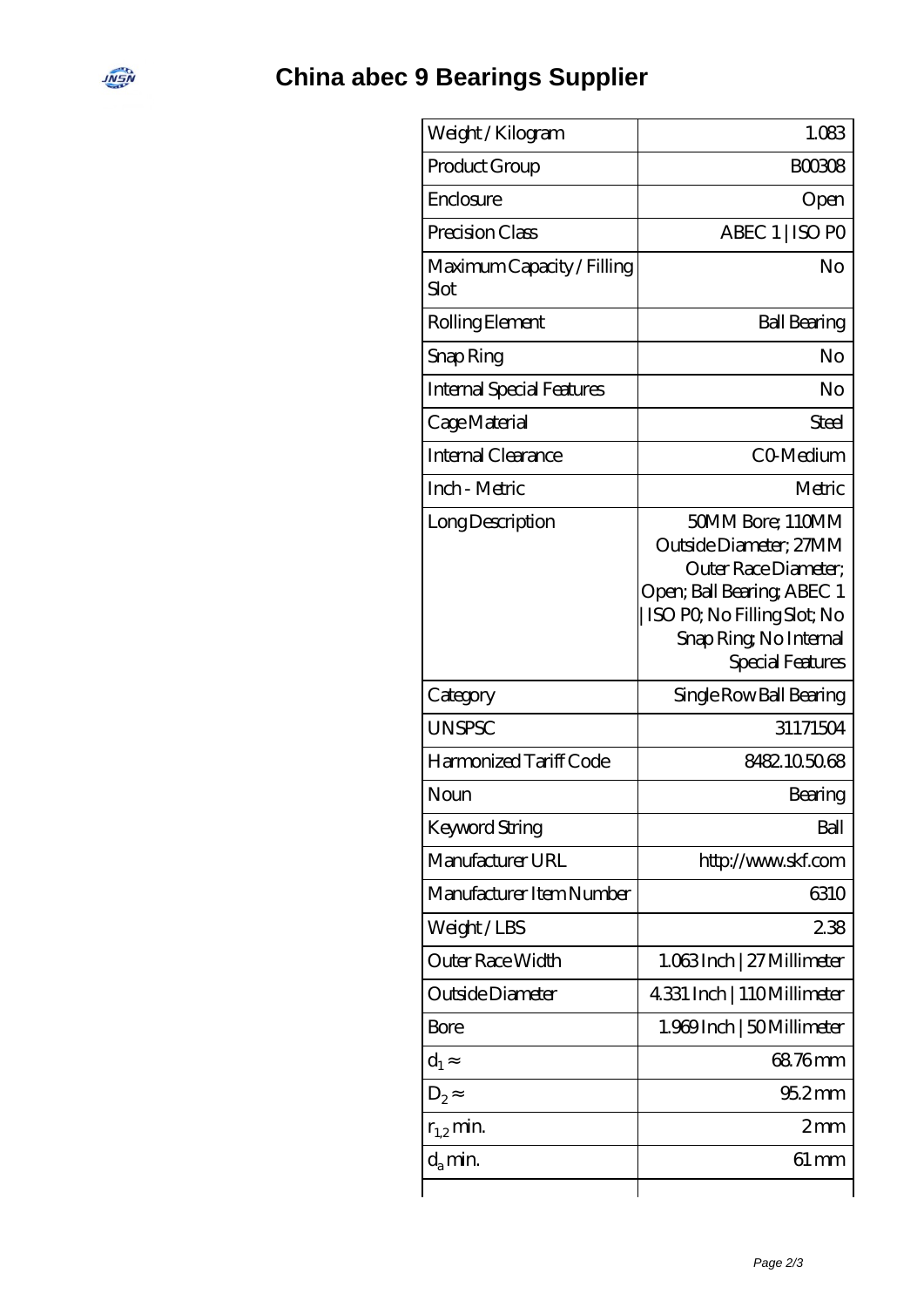# China abec 9 Bearings Supplier

| | |
|---|---|
| Weight / Kilogram | 1.083 |
| Product Group | B00308 |
| Enclosure | Open |
| Precision Class | ABEC 1 \| ISO P0 |
| Maximum Capacity / Filling Slot | No |
| Rolling Element | Ball Bearing |
| Snap Ring | No |
| Internal Special Features | No |
| Cage Material | Steel |
| Internal Clearance | C0-Medium |
| Inch - Metric | Metric |
| Long Description | 50MM Bore; 110MM Outside Diameter; 27MM Outer Race Diameter; Open; Ball Bearing; ABEC 1 \| ISO P0; No Filling Slot; No Snap Ring; No Internal Special Features |
| Category | Single Row Ball Bearing |
| UNSPSC | 31171504 |
| Harmonized Tariff Code | 8482.10.50.68 |
| Noun | Bearing |
| Keyword String | Ball |
| Manufacturer URL | http://www.skf.com |
| Manufacturer Item Number | 6310 |
| Weight / LBS | 2.38 |
| Outer Race Width | 1.063 Inch \| 27 Millimeter |
| Outside Diameter | 4.331 Inch \| 110 Millimeter |
| Bore | 1.969 Inch \| 50 Millimeter |
| $d_1 \approx$ | 68.76 mm |
| $D_2 \approx$ | 95.2 mm |
| $r_{1,2}$ min. | 2 mm |
| $d_a$ min. | 61 mm |
| | |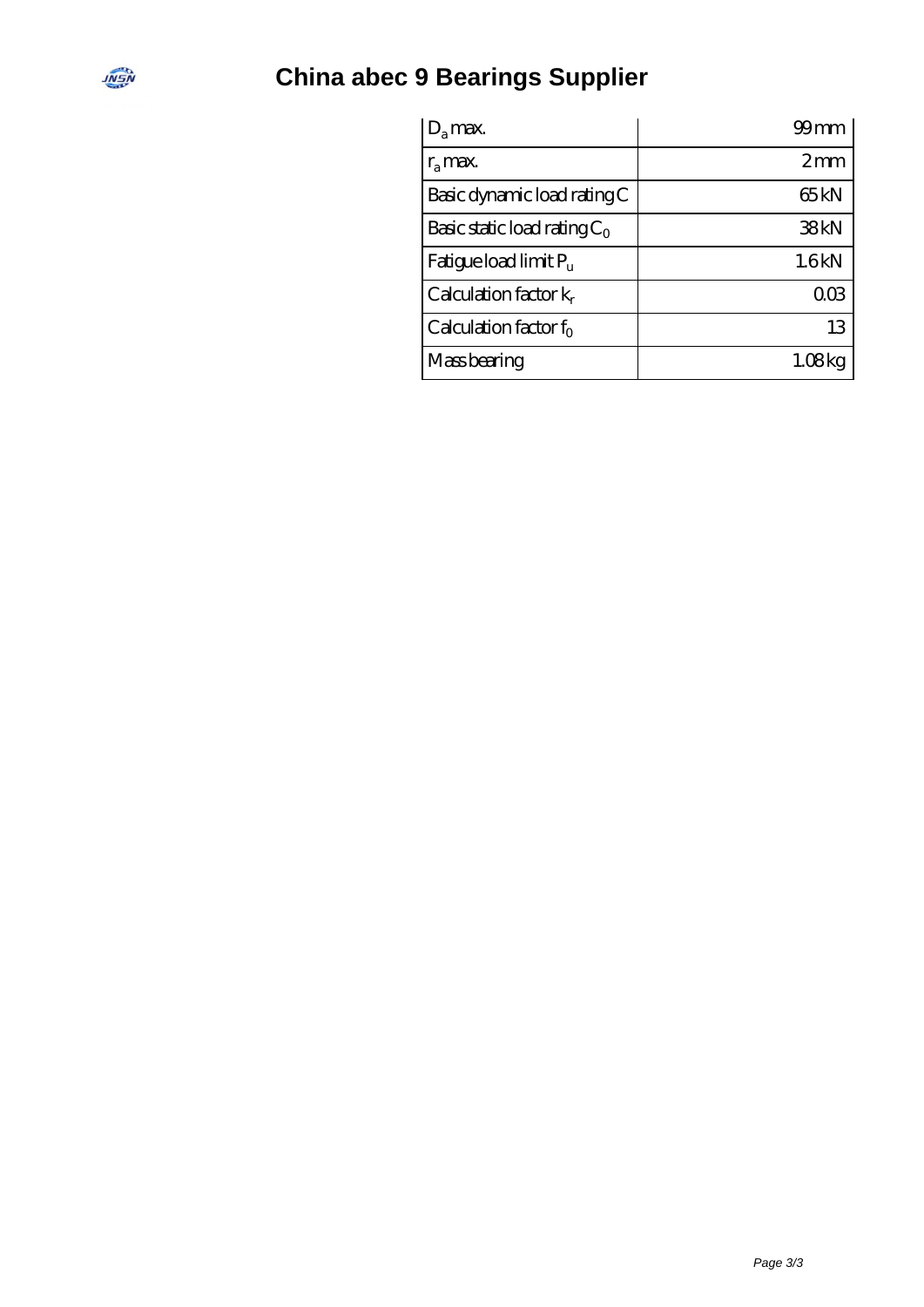# China abec 9 Bearings Supplier

| | |
|---|---|
| $D_a$ max. | 99 mm |
| $r_a$ max. | 2 mm |
| Basic dynamic load rating C | 65 kN |
| Basic static load rating $C_0$ | 38 kN |
| Fatigue load limit $P_u$ | 1.6 kN |
| Calculation factor $k_r$ | 0.03 |
| Calculation factor $f_0$ | 13 |
| Mass bearing | 1.08 kg |